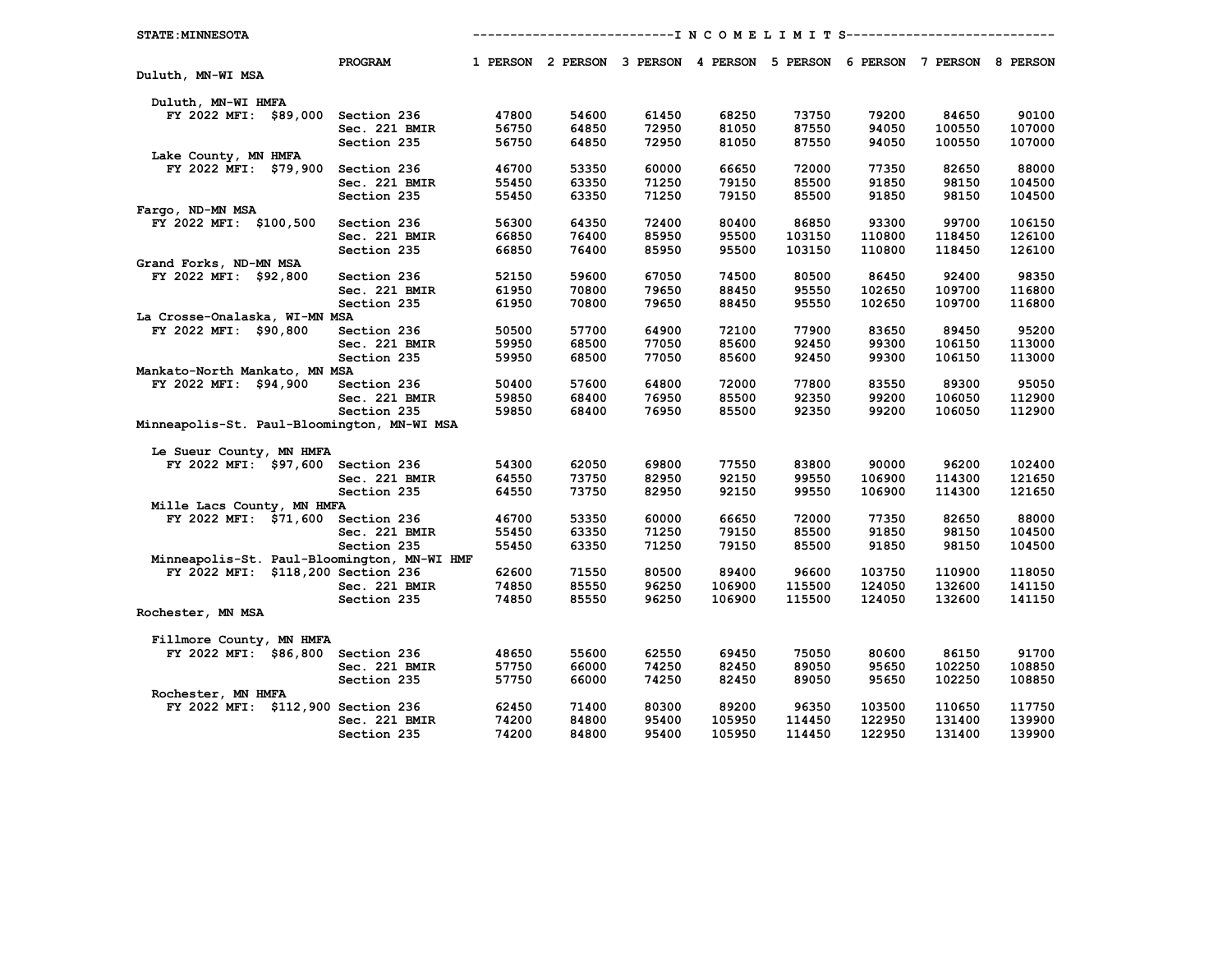STATE:MINNESOTA

INCOME LIMITS

| | PROGRAM | 1 PERSON | 2 PERSON | 3 PERSON | 4 PERSON | 5 PERSON | 6 PERSON | 7 PERSON | 8 PERSON |
|---|---|---|---|---|---|---|---|---|---|
| **Duluth, MN-WI MSA** | | | | | | | | | |
| Duluth, MN-WI HMFA | | | | | | | | | |
| FY 2022 MFI: $89,000 | Section 236 | 47800 | 54600 | 61450 | 68250 | 73750 | 79200 | 84650 | 90100 |
| | Sec. 221 BMIR | 56750 | 64850 | 72950 | 81050 | 87550 | 94050 | 100550 | 107000 |
| | Section 235 | 56750 | 64850 | 72950 | 81050 | 87550 | 94050 | 100550 | 107000 |
| Lake County, MN HMFA | | | | | | | | | |
| FY 2022 MFI: $79,900 | Section 236 | 46700 | 53350 | 60000 | 66650 | 72000 | 77350 | 82650 | 88000 |
| | Sec. 221 BMIR | 55450 | 63350 | 71250 | 79150 | 85500 | 91850 | 98150 | 104500 |
| | Section 235 | 55450 | 63350 | 71250 | 79150 | 85500 | 91850 | 98150 | 104500 |
| **Fargo, ND-MN MSA** | | | | | | | | | |
| FY 2022 MFI: $100,500 | Section 236 | 56300 | 64350 | 72400 | 80400 | 86850 | 93300 | 99700 | 106150 |
| | Sec. 221 BMIR | 66850 | 76400 | 85950 | 95500 | 103150 | 110800 | 118450 | 126100 |
| | Section 235 | 66850 | 76400 | 85950 | 95500 | 103150 | 110800 | 118450 | 126100 |
| **Grand Forks, ND-MN MSA** | | | | | | | | | |
| FY 2022 MFI: $92,800 | Section 236 | 52150 | 59600 | 67050 | 74500 | 80500 | 86450 | 92400 | 98350 |
| | Sec. 221 BMIR | 61950 | 70800 | 79650 | 88450 | 95550 | 102650 | 109700 | 116800 |
| | Section 235 | 61950 | 70800 | 79650 | 88450 | 95550 | 102650 | 109700 | 116800 |
| **La Crosse-Onalaska, WI-MN MSA** | | | | | | | | | |
| FY 2022 MFI: $90,800 | Section 236 | 50500 | 57700 | 64900 | 72100 | 77900 | 83650 | 89450 | 95200 |
| | Sec. 221 BMIR | 59950 | 68500 | 77050 | 85600 | 92450 | 99300 | 106150 | 113000 |
| | Section 235 | 59950 | 68500 | 77050 | 85600 | 92450 | 99300 | 106150 | 113000 |
| **Mankato-North Mankato, MN MSA** | | | | | | | | | |
| FY 2022 MFI: $94,900 | Section 236 | 50400 | 57600 | 64800 | 72000 | 77800 | 83550 | 89300 | 95050 |
| | Sec. 221 BMIR | 59850 | 68400 | 76950 | 85500 | 92350 | 99200 | 106050 | 112900 |
| | Section 235 | 59850 | 68400 | 76950 | 85500 | 92350 | 99200 | 106050 | 112900 |
| **Minneapolis-St. Paul-Bloomington, MN-WI MSA** | | | | | | | | | |
| Le Sueur County, MN HMFA | | | | | | | | | |
| FY 2022 MFI: $97,600 | Section 236 | 54300 | 62050 | 69800 | 77550 | 83800 | 90000 | 96200 | 102400 |
| | Sec. 221 BMIR | 64550 | 73750 | 82950 | 92150 | 99550 | 106900 | 114300 | 121650 |
| | Section 235 | 64550 | 73750 | 82950 | 92150 | 99550 | 106900 | 114300 | 121650 |
| Mille Lacs County, MN HMFA | | | | | | | | | |
| FY 2022 MFI: $71,600 | Section 236 | 46700 | 53350 | 60000 | 66650 | 72000 | 77350 | 82650 | 88000 |
| | Sec. 221 BMIR | 55450 | 63350 | 71250 | 79150 | 85500 | 91850 | 98150 | 104500 |
| | Section 235 | 55450 | 63350 | 71250 | 79150 | 85500 | 91850 | 98150 | 104500 |
| Minneapolis-St. Paul-Bloomington, MN-WI HMF | | | | | | | | | |
| FY 2022 MFI: $118,200 | Section 236 | 62600 | 71550 | 80500 | 89400 | 96600 | 103750 | 110900 | 118050 |
| | Sec. 221 BMIR | 74850 | 85550 | 96250 | 106900 | 115500 | 124050 | 132600 | 141150 |
| | Section 235 | 74850 | 85550 | 96250 | 106900 | 115500 | 124050 | 132600 | 141150 |
| **Rochester, MN MSA** | | | | | | | | | |
| Fillmore County, MN HMFA | | | | | | | | | |
| FY 2022 MFI: $86,800 | Section 236 | 48650 | 55600 | 62550 | 69450 | 75050 | 80600 | 86150 | 91700 |
| | Sec. 221 BMIR | 57750 | 66000 | 74250 | 82450 | 89050 | 95650 | 102250 | 108850 |
| | Section 235 | 57750 | 66000 | 74250 | 82450 | 89050 | 95650 | 102250 | 108850 |
| Rochester, MN HMFA | | | | | | | | | |
| FY 2022 MFI: $112,900 | Section 236 | 62450 | 71400 | 80300 | 89200 | 96350 | 103500 | 110650 | 117750 |
| | Sec. 221 BMIR | 74200 | 84800 | 95400 | 105950 | 114450 | 122950 | 131400 | 139900 |
| | Section 235 | 74200 | 84800 | 95400 | 105950 | 114450 | 122950 | 131400 | 139900 |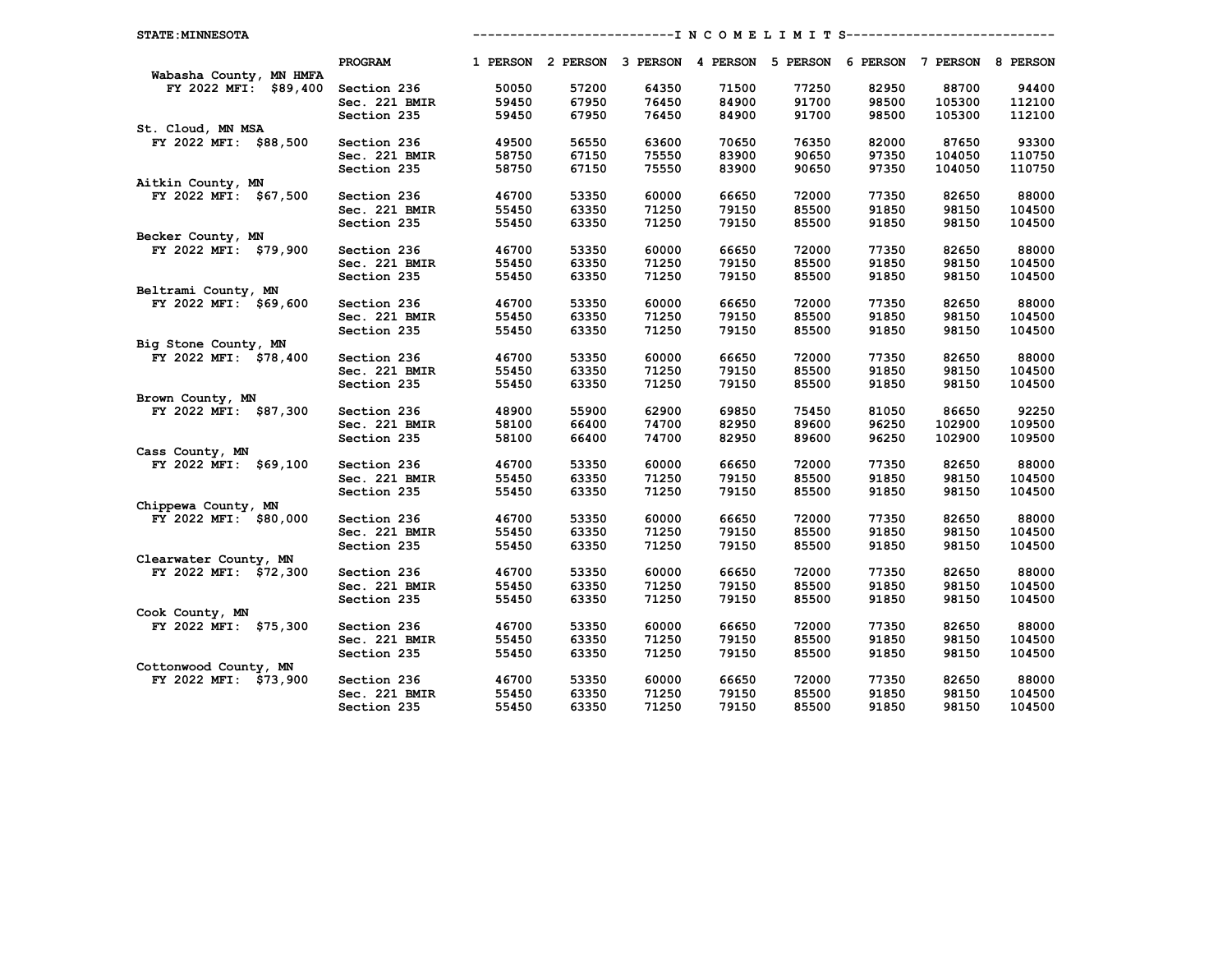STATE:MINNESOTA

--------------------------I N C O M E L I M I T S----------------------------

| | PROGRAM | 1 PERSON | 2 PERSON | 3 PERSON | 4 PERSON | 5 PERSON | 6 PERSON | 7 PERSON | 8 PERSON |
|---|---|---|---|---|---|---|---|---|---|
| Wabasha County, MN HMFA | | | | | | | | | |
| FY 2022 MFI: $89,400 | Section 236 | 50050 | 57200 | 64350 | 71500 | 77250 | 82950 | 88700 | 94400 |
| | Sec. 221 BMIR | 59450 | 67950 | 76450 | 84900 | 91700 | 98500 | 105300 | 112100 |
| | Section 235 | 59450 | 67950 | 76450 | 84900 | 91700 | 98500 | 105300 | 112100 |
| St. Cloud, MN MSA | | | | | | | | | |
| FY 2022 MFI: $88,500 | Section 236 | 49500 | 56550 | 63600 | 70650 | 76350 | 82000 | 87650 | 93300 |
| | Sec. 221 BMIR | 58750 | 67150 | 75550 | 83900 | 90650 | 97350 | 104050 | 110750 |
| | Section 235 | 58750 | 67150 | 75550 | 83900 | 90650 | 97350 | 104050 | 110750 |
| Aitkin County, MN | | | | | | | | | |
| FY 2022 MFI: $67,500 | Section 236 | 46700 | 53350 | 60000 | 66650 | 72000 | 77350 | 82650 | 88000 |
| | Sec. 221 BMIR | 55450 | 63350 | 71250 | 79150 | 85500 | 91850 | 98150 | 104500 |
| | Section 235 | 55450 | 63350 | 71250 | 79150 | 85500 | 91850 | 98150 | 104500 |
| Becker County, MN | | | | | | | | | |
| FY 2022 MFI: $79,900 | Section 236 | 46700 | 53350 | 60000 | 66650 | 72000 | 77350 | 82650 | 88000 |
| | Sec. 221 BMIR | 55450 | 63350 | 71250 | 79150 | 85500 | 91850 | 98150 | 104500 |
| | Section 235 | 55450 | 63350 | 71250 | 79150 | 85500 | 91850 | 98150 | 104500 |
| Beltrami County, MN | | | | | | | | | |
| FY 2022 MFI: $69,600 | Section 236 | 46700 | 53350 | 60000 | 66650 | 72000 | 77350 | 82650 | 88000 |
| | Sec. 221 BMIR | 55450 | 63350 | 71250 | 79150 | 85500 | 91850 | 98150 | 104500 |
| | Section 235 | 55450 | 63350 | 71250 | 79150 | 85500 | 91850 | 98150 | 104500 |
| Big Stone County, MN | | | | | | | | | |
| FY 2022 MFI: $78,400 | Section 236 | 46700 | 53350 | 60000 | 66650 | 72000 | 77350 | 82650 | 88000 |
| | Sec. 221 BMIR | 55450 | 63350 | 71250 | 79150 | 85500 | 91850 | 98150 | 104500 |
| | Section 235 | 55450 | 63350 | 71250 | 79150 | 85500 | 91850 | 98150 | 104500 |
| Brown County, MN | | | | | | | | | |
| FY 2022 MFI: $87,300 | Section 236 | 48900 | 55900 | 62900 | 69850 | 75450 | 81050 | 86650 | 92250 |
| | Sec. 221 BMIR | 58100 | 66400 | 74700 | 82950 | 89600 | 96250 | 102900 | 109500 |
| | Section 235 | 58100 | 66400 | 74700 | 82950 | 89600 | 96250 | 102900 | 109500 |
| Cass County, MN | | | | | | | | | |
| FY 2022 MFI: $69,100 | Section 236 | 46700 | 53350 | 60000 | 66650 | 72000 | 77350 | 82650 | 88000 |
| | Sec. 221 BMIR | 55450 | 63350 | 71250 | 79150 | 85500 | 91850 | 98150 | 104500 |
| | Section 235 | 55450 | 63350 | 71250 | 79150 | 85500 | 91850 | 98150 | 104500 |
| Chippewa County, MN | | | | | | | | | |
| FY 2022 MFI: $80,000 | Section 236 | 46700 | 53350 | 60000 | 66650 | 72000 | 77350 | 82650 | 88000 |
| | Sec. 221 BMIR | 55450 | 63350 | 71250 | 79150 | 85500 | 91850 | 98150 | 104500 |
| | Section 235 | 55450 | 63350 | 71250 | 79150 | 85500 | 91850 | 98150 | 104500 |
| Clearwater County, MN | | | | | | | | | |
| FY 2022 MFI: $72,300 | Section 236 | 46700 | 53350 | 60000 | 66650 | 72000 | 77350 | 82650 | 88000 |
| | Sec. 221 BMIR | 55450 | 63350 | 71250 | 79150 | 85500 | 91850 | 98150 | 104500 |
| | Section 235 | 55450 | 63350 | 71250 | 79150 | 85500 | 91850 | 98150 | 104500 |
| Cook County, MN | | | | | | | | | |
| FY 2022 MFI: $75,300 | Section 236 | 46700 | 53350 | 60000 | 66650 | 72000 | 77350 | 82650 | 88000 |
| | Sec. 221 BMIR | 55450 | 63350 | 71250 | 79150 | 85500 | 91850 | 98150 | 104500 |
| | Section 235 | 55450 | 63350 | 71250 | 79150 | 85500 | 91850 | 98150 | 104500 |
| Cottonwood County, MN | | | | | | | | | |
| FY 2022 MFI: $73,900 | Section 236 | 46700 | 53350 | 60000 | 66650 | 72000 | 77350 | 82650 | 88000 |
| | Sec. 221 BMIR | 55450 | 63350 | 71250 | 79150 | 85500 | 91850 | 98150 | 104500 |
| | Section 235 | 55450 | 63350 | 71250 | 79150 | 85500 | 91850 | 98150 | 104500 |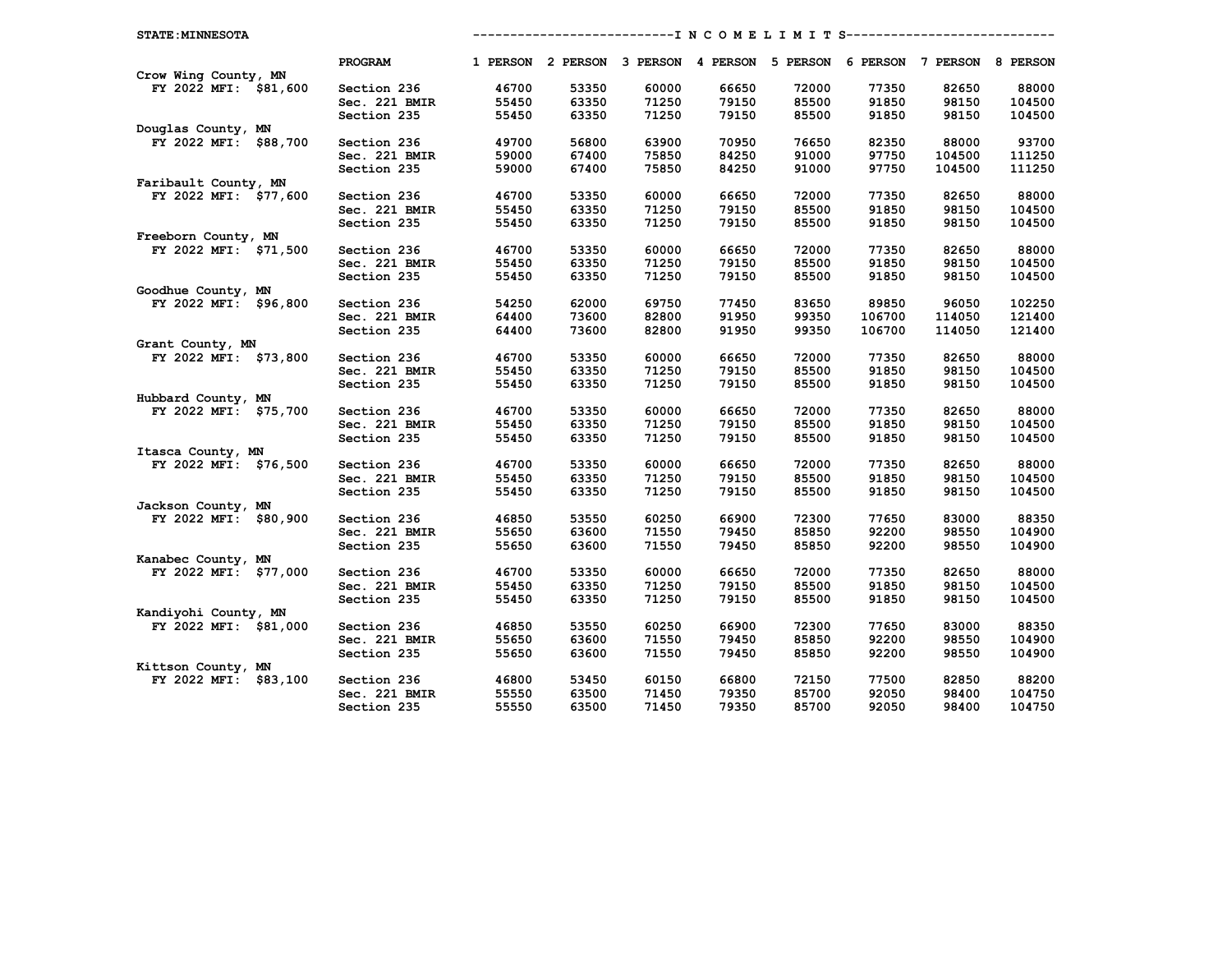STATE:MINNESOTA

--------------------------I N C O M E L I M I T S----------------------------

| | PROGRAM | 1 PERSON | 2 PERSON | 3 PERSON | 4 PERSON | 5 PERSON | 6 PERSON | 7 PERSON | 8 PERSON |
|---|---|---|---|---|---|---|---|---|---|
| **Crow Wing County, MN** | | | | | | | | | |
| FY 2022 MFI: $81,600 | Section 236 | 46700 | 53350 | 60000 | 66650 | 72000 | 77350 | 82650 | 88000 |
| | Sec. 221 BMIR | 55450 | 63350 | 71250 | 79150 | 85500 | 91850 | 98150 | 104500 |
| | Section 235 | 55450 | 63350 | 71250 | 79150 | 85500 | 91850 | 98150 | 104500 |
| **Douglas County, MN** | | | | | | | | | |
| FY 2022 MFI: $88,700 | Section 236 | 49700 | 56800 | 63900 | 70950 | 76650 | 82350 | 88000 | 93700 |
| | Sec. 221 BMIR | 59000 | 67400 | 75850 | 84250 | 91000 | 97750 | 104500 | 111250 |
| | Section 235 | 59000 | 67400 | 75850 | 84250 | 91000 | 97750 | 104500 | 111250 |
| **Faribault County, MN** | | | | | | | | | |
| FY 2022 MFI: $77,600 | Section 236 | 46700 | 53350 | 60000 | 66650 | 72000 | 77350 | 82650 | 88000 |
| | Sec. 221 BMIR | 55450 | 63350 | 71250 | 79150 | 85500 | 91850 | 98150 | 104500 |
| | Section 235 | 55450 | 63350 | 71250 | 79150 | 85500 | 91850 | 98150 | 104500 |
| **Freeborn County, MN** | | | | | | | | | |
| FY 2022 MFI: $71,500 | Section 236 | 46700 | 53350 | 60000 | 66650 | 72000 | 77350 | 82650 | 88000 |
| | Sec. 221 BMIR | 55450 | 63350 | 71250 | 79150 | 85500 | 91850 | 98150 | 104500 |
| | Section 235 | 55450 | 63350 | 71250 | 79150 | 85500 | 91850 | 98150 | 104500 |
| **Goodhue County, MN** | | | | | | | | | |
| FY 2022 MFI: $96,800 | Section 236 | 54250 | 62000 | 69750 | 77450 | 83650 | 89850 | 96050 | 102250 |
| | Sec. 221 BMIR | 64400 | 73600 | 82800 | 91950 | 99350 | 106700 | 114050 | 121400 |
| | Section 235 | 64400 | 73600 | 82800 | 91950 | 99350 | 106700 | 114050 | 121400 |
| **Grant County, MN** | | | | | | | | | |
| FY 2022 MFI: $73,800 | Section 236 | 46700 | 53350 | 60000 | 66650 | 72000 | 77350 | 82650 | 88000 |
| | Sec. 221 BMIR | 55450 | 63350 | 71250 | 79150 | 85500 | 91850 | 98150 | 104500 |
| | Section 235 | 55450 | 63350 | 71250 | 79150 | 85500 | 91850 | 98150 | 104500 |
| **Hubbard County, MN** | | | | | | | | | |
| FY 2022 MFI: $75,700 | Section 236 | 46700 | 53350 | 60000 | 66650 | 72000 | 77350 | 82650 | 88000 |
| | Sec. 221 BMIR | 55450 | 63350 | 71250 | 79150 | 85500 | 91850 | 98150 | 104500 |
| | Section 235 | 55450 | 63350 | 71250 | 79150 | 85500 | 91850 | 98150 | 104500 |
| **Itasca County, MN** | | | | | | | | | |
| FY 2022 MFI: $76,500 | Section 236 | 46700 | 53350 | 60000 | 66650 | 72000 | 77350 | 82650 | 88000 |
| | Sec. 221 BMIR | 55450 | 63350 | 71250 | 79150 | 85500 | 91850 | 98150 | 104500 |
| | Section 235 | 55450 | 63350 | 71250 | 79150 | 85500 | 91850 | 98150 | 104500 |
| **Jackson County, MN** | | | | | | | | | |
| FY 2022 MFI: $80,900 | Section 236 | 46850 | 53550 | 60250 | 66900 | 72300 | 77650 | 83000 | 88350 |
| | Sec. 221 BMIR | 55650 | 63600 | 71550 | 79450 | 85850 | 92200 | 98550 | 104900 |
| | Section 235 | 55650 | 63600 | 71550 | 79450 | 85850 | 92200 | 98550 | 104900 |
| **Kanabec County, MN** | | | | | | | | | |
| FY 2022 MFI: $77,000 | Section 236 | 46700 | 53350 | 60000 | 66650 | 72000 | 77350 | 82650 | 88000 |
| | Sec. 221 BMIR | 55450 | 63350 | 71250 | 79150 | 85500 | 91850 | 98150 | 104500 |
| | Section 235 | 55450 | 63350 | 71250 | 79150 | 85500 | 91850 | 98150 | 104500 |
| **Kandiyohi County, MN** | | | | | | | | | |
| FY 2022 MFI: $81,000 | Section 236 | 46850 | 53550 | 60250 | 66900 | 72300 | 77650 | 83000 | 88350 |
| | Sec. 221 BMIR | 55650 | 63600 | 71550 | 79450 | 85850 | 92200 | 98550 | 104900 |
| | Section 235 | 55650 | 63600 | 71550 | 79450 | 85850 | 92200 | 98550 | 104900 |
| **Kittson County, MN** | | | | | | | | | |
| FY 2022 MFI: $83,100 | Section 236 | 46800 | 53450 | 60150 | 66800 | 72150 | 77500 | 82850 | 88200 |
| | Sec. 221 BMIR | 55550 | 63500 | 71450 | 79350 | 85700 | 92050 | 98400 | 104750 |
| | Section 235 | 55550 | 63500 | 71450 | 79350 | 85700 | 92050 | 98400 | 104750 |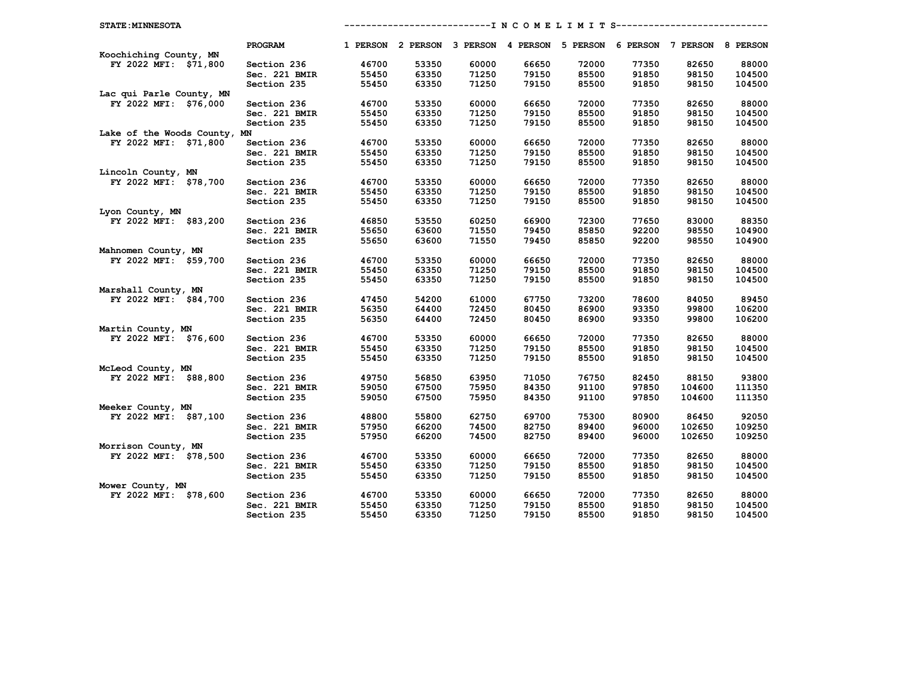STATE:MINNESOTA

| | PROGRAM | 1 PERSON | 2 PERSON | 3 PERSON | 4 PERSON | 5 PERSON | 6 PERSON | 7 PERSON | 8 PERSON |
|---|---|---|---|---|---|---|---|---|---|
| **Koochiching County, MN** | | | | | | | | | |
| FY 2022 MFI: $71,800 | Section 236 | 46700 | 53350 | 60000 | 66650 | 72000 | 77350 | 82650 | 88000 |
| | Sec. 221 BMIR | 55450 | 63350 | 71250 | 79150 | 85500 | 91850 | 98150 | 104500 |
| | Section 235 | 55450 | 63350 | 71250 | 79150 | 85500 | 91850 | 98150 | 104500 |
| **Lac qui Parle County, MN** | | | | | | | | | |
| FY 2022 MFI: $76,000 | Section 236 | 46700 | 53350 | 60000 | 66650 | 72000 | 77350 | 82650 | 88000 |
| | Sec. 221 BMIR | 55450 | 63350 | 71250 | 79150 | 85500 | 91850 | 98150 | 104500 |
| | Section 235 | 55450 | 63350 | 71250 | 79150 | 85500 | 91850 | 98150 | 104500 |
| **Lake of the Woods County, MN** | | | | | | | | | |
| FY 2022 MFI: $71,800 | Section 236 | 46700 | 53350 | 60000 | 66650 | 72000 | 77350 | 82650 | 88000 |
| | Sec. 221 BMIR | 55450 | 63350 | 71250 | 79150 | 85500 | 91850 | 98150 | 104500 |
| | Section 235 | 55450 | 63350 | 71250 | 79150 | 85500 | 91850 | 98150 | 104500 |
| **Lincoln County, MN** | | | | | | | | | |
| FY 2022 MFI: $78,700 | Section 236 | 46700 | 53350 | 60000 | 66650 | 72000 | 77350 | 82650 | 88000 |
| | Sec. 221 BMIR | 55450 | 63350 | 71250 | 79150 | 85500 | 91850 | 98150 | 104500 |
| | Section 235 | 55450 | 63350 | 71250 | 79150 | 85500 | 91850 | 98150 | 104500 |
| **Lyon County, MN** | | | | | | | | | |
| FY 2022 MFI: $83,200 | Section 236 | 46850 | 53550 | 60250 | 66900 | 72300 | 77650 | 83000 | 88350 |
| | Sec. 221 BMIR | 55650 | 63600 | 71550 | 79450 | 85850 | 92200 | 98550 | 104900 |
| | Section 235 | 55650 | 63600 | 71550 | 79450 | 85850 | 92200 | 98550 | 104900 |
| **Mahnomen County, MN** | | | | | | | | | |
| FY 2022 MFI: $59,700 | Section 236 | 46700 | 53350 | 60000 | 66650 | 72000 | 77350 | 82650 | 88000 |
| | Sec. 221 BMIR | 55450 | 63350 | 71250 | 79150 | 85500 | 91850 | 98150 | 104500 |
| | Section 235 | 55450 | 63350 | 71250 | 79150 | 85500 | 91850 | 98150 | 104500 |
| **Marshall County, MN** | | | | | | | | | |
| FY 2022 MFI: $84,700 | Section 236 | 47450 | 54200 | 61000 | 67750 | 73200 | 78600 | 84050 | 89450 |
| | Sec. 221 BMIR | 56350 | 64400 | 72450 | 80450 | 86900 | 93350 | 99800 | 106200 |
| | Section 235 | 56350 | 64400 | 72450 | 80450 | 86900 | 93350 | 99800 | 106200 |
| **Martin County, MN** | | | | | | | | | |
| FY 2022 MFI: $76,600 | Section 236 | 46700 | 53350 | 60000 | 66650 | 72000 | 77350 | 82650 | 88000 |
| | Sec. 221 BMIR | 55450 | 63350 | 71250 | 79150 | 85500 | 91850 | 98150 | 104500 |
| | Section 235 | 55450 | 63350 | 71250 | 79150 | 85500 | 91850 | 98150 | 104500 |
| **McLeod County, MN** | | | | | | | | | |
| FY 2022 MFI: $88,800 | Section 236 | 49750 | 56850 | 63950 | 71050 | 76750 | 82450 | 88150 | 93800 |
| | Sec. 221 BMIR | 59050 | 67500 | 75950 | 84350 | 91100 | 97850 | 104600 | 111350 |
| | Section 235 | 59050 | 67500 | 75950 | 84350 | 91100 | 97850 | 104600 | 111350 |
| **Meeker County, MN** | | | | | | | | | |
| FY 2022 MFI: $87,100 | Section 236 | 48800 | 55800 | 62750 | 69700 | 75300 | 80900 | 86450 | 92050 |
| | Sec. 221 BMIR | 57950 | 66200 | 74500 | 82750 | 89400 | 96000 | 102650 | 109250 |
| | Section 235 | 57950 | 66200 | 74500 | 82750 | 89400 | 96000 | 102650 | 109250 |
| **Morrison County, MN** | | | | | | | | | |
| FY 2022 MFI: $78,500 | Section 236 | 46700 | 53350 | 60000 | 66650 | 72000 | 77350 | 82650 | 88000 |
| | Sec. 221 BMIR | 55450 | 63350 | 71250 | 79150 | 85500 | 91850 | 98150 | 104500 |
| | Section 235 | 55450 | 63350 | 71250 | 79150 | 85500 | 91850 | 98150 | 104500 |
| **Mower County, MN** | | | | | | | | | |
| FY 2022 MFI: $78,600 | Section 236 | 46700 | 53350 | 60000 | 66650 | 72000 | 77350 | 82650 | 88000 |
| | Sec. 221 BMIR | 55450 | 63350 | 71250 | 79150 | 85500 | 91850 | 98150 | 104500 |
| | Section 235 | 55450 | 63350 | 71250 | 79150 | 85500 | 91850 | 98150 | 104500 |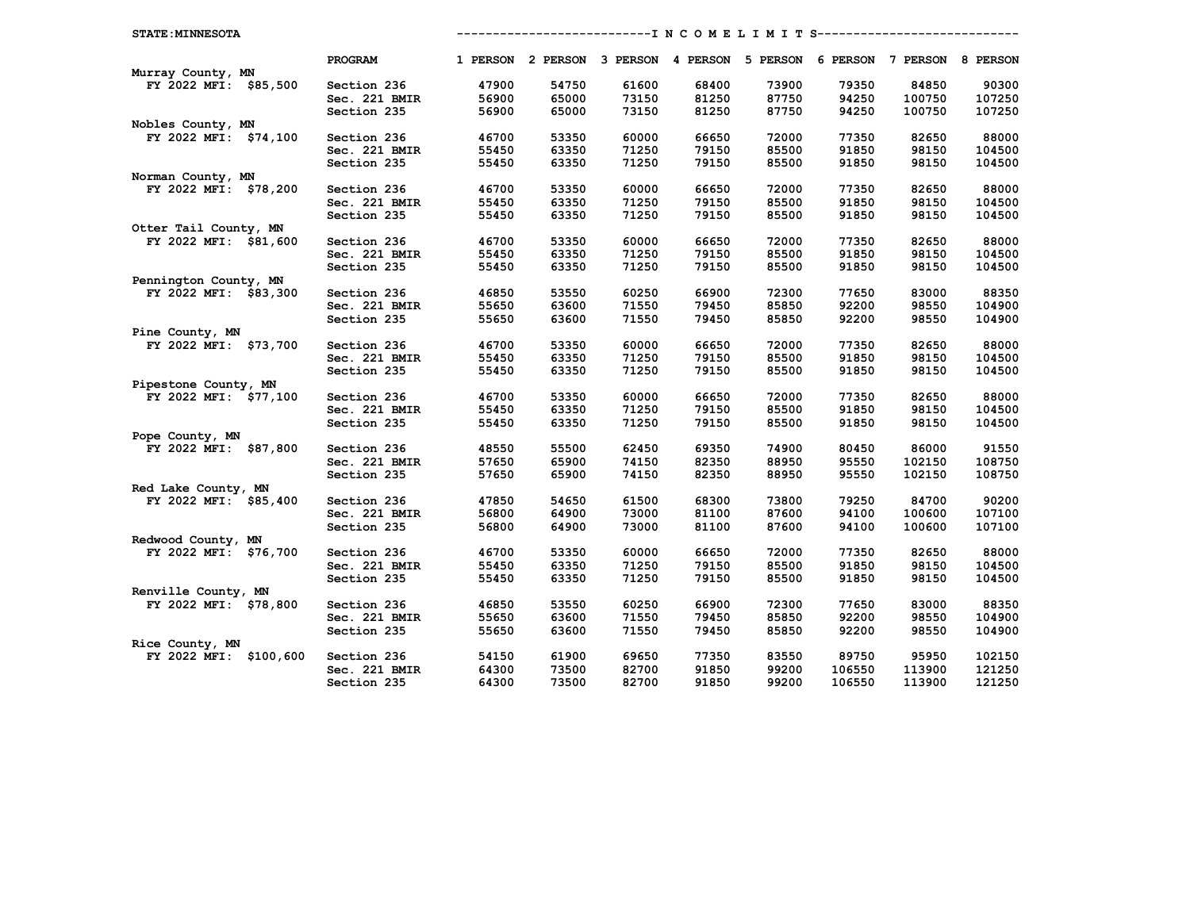STATE:MINNESOTA

INCOME LIMITS

| | PROGRAM | 1 PERSON | 2 PERSON | 3 PERSON | 4 PERSON | 5 PERSON | 6 PERSON | 7 PERSON | 8 PERSON |
|---|---|---|---|---|---|---|---|---|---|
| **Murray County, MN** | | | | | | | | | |
| FY 2022 MFI: $85,500 | Section 236 | 47900 | 54750 | 61600 | 68400 | 73900 | 79350 | 84850 | 90300 |
| | Sec. 221 BMIR | 56900 | 65000 | 73150 | 81250 | 87750 | 94250 | 100750 | 107250 |
| | Section 235 | 56900 | 65000 | 73150 | 81250 | 87750 | 94250 | 100750 | 107250 |
| **Nobles County, MN** | | | | | | | | | |
| FY 2022 MFI: $74,100 | Section 236 | 46700 | 53350 | 60000 | 66650 | 72000 | 77350 | 82650 | 88000 |
| | Sec. 221 BMIR | 55450 | 63350 | 71250 | 79150 | 85500 | 91850 | 98150 | 104500 |
| | Section 235 | 55450 | 63350 | 71250 | 79150 | 85500 | 91850 | 98150 | 104500 |
| **Norman County, MN** | | | | | | | | | |
| FY 2022 MFI: $78,200 | Section 236 | 46700 | 53350 | 60000 | 66650 | 72000 | 77350 | 82650 | 88000 |
| | Sec. 221 BMIR | 55450 | 63350 | 71250 | 79150 | 85500 | 91850 | 98150 | 104500 |
| | Section 235 | 55450 | 63350 | 71250 | 79150 | 85500 | 91850 | 98150 | 104500 |
| **Otter Tail County, MN** | | | | | | | | | |
| FY 2022 MFI: $81,600 | Section 236 | 46700 | 53350 | 60000 | 66650 | 72000 | 77350 | 82650 | 88000 |
| | Sec. 221 BMIR | 55450 | 63350 | 71250 | 79150 | 85500 | 91850 | 98150 | 104500 |
| | Section 235 | 55450 | 63350 | 71250 | 79150 | 85500 | 91850 | 98150 | 104500 |
| **Pennington County, MN** | | | | | | | | | |
| FY 2022 MFI: $83,300 | Section 236 | 46850 | 53550 | 60250 | 66900 | 72300 | 77650 | 83000 | 88350 |
| | Sec. 221 BMIR | 55650 | 63600 | 71550 | 79450 | 85850 | 92200 | 98550 | 104900 |
| | Section 235 | 55650 | 63600 | 71550 | 79450 | 85850 | 92200 | 98550 | 104900 |
| **Pine County, MN** | | | | | | | | | |
| FY 2022 MFI: $73,700 | Section 236 | 46700 | 53350 | 60000 | 66650 | 72000 | 77350 | 82650 | 88000 |
| | Sec. 221 BMIR | 55450 | 63350 | 71250 | 79150 | 85500 | 91850 | 98150 | 104500 |
| | Section 235 | 55450 | 63350 | 71250 | 79150 | 85500 | 91850 | 98150 | 104500 |
| **Pipestone County, MN** | | | | | | | | | |
| FY 2022 MFI: $77,100 | Section 236 | 46700 | 53350 | 60000 | 66650 | 72000 | 77350 | 82650 | 88000 |
| | Sec. 221 BMIR | 55450 | 63350 | 71250 | 79150 | 85500 | 91850 | 98150 | 104500 |
| | Section 235 | 55450 | 63350 | 71250 | 79150 | 85500 | 91850 | 98150 | 104500 |
| **Pope County, MN** | | | | | | | | | |
| FY 2022 MFI: $87,800 | Section 236 | 48550 | 55500 | 62450 | 69350 | 74900 | 80450 | 86000 | 91550 |
| | Sec. 221 BMIR | 57650 | 65900 | 74150 | 82350 | 88950 | 95550 | 102150 | 108750 |
| | Section 235 | 57650 | 65900 | 74150 | 82350 | 88950 | 95550 | 102150 | 108750 |
| **Red Lake County, MN** | | | | | | | | | |
| FY 2022 MFI: $85,400 | Section 236 | 47850 | 54650 | 61500 | 68300 | 73800 | 79250 | 84700 | 90200 |
| | Sec. 221 BMIR | 56800 | 64900 | 73000 | 81100 | 87600 | 94100 | 100600 | 107100 |
| | Section 235 | 56800 | 64900 | 73000 | 81100 | 87600 | 94100 | 100600 | 107100 |
| **Redwood County, MN** | | | | | | | | | |
| FY 2022 MFI: $76,700 | Section 236 | 46700 | 53350 | 60000 | 66650 | 72000 | 77350 | 82650 | 88000 |
| | Sec. 221 BMIR | 55450 | 63350 | 71250 | 79150 | 85500 | 91850 | 98150 | 104500 |
| | Section 235 | 55450 | 63350 | 71250 | 79150 | 85500 | 91850 | 98150 | 104500 |
| **Renville County, MN** | | | | | | | | | |
| FY 2022 MFI: $78,800 | Section 236 | 46850 | 53550 | 60250 | 66900 | 72300 | 77650 | 83000 | 88350 |
| | Sec. 221 BMIR | 55650 | 63600 | 71550 | 79450 | 85850 | 92200 | 98550 | 104900 |
| | Section 235 | 55650 | 63600 | 71550 | 79450 | 85850 | 92200 | 98550 | 104900 |
| **Rice County, MN** | | | | | | | | | |
| FY 2022 MFI: $100,600 | Section 236 | 54150 | 61900 | 69650 | 77350 | 83550 | 89750 | 95950 | 102150 |
| | Sec. 221 BMIR | 64300 | 73500 | 82700 | 91850 | 99200 | 106550 | 113900 | 121250 |
| | Section 235 | 64300 | 73500 | 82700 | 91850 | 99200 | 106550 | 113900 | 121250 |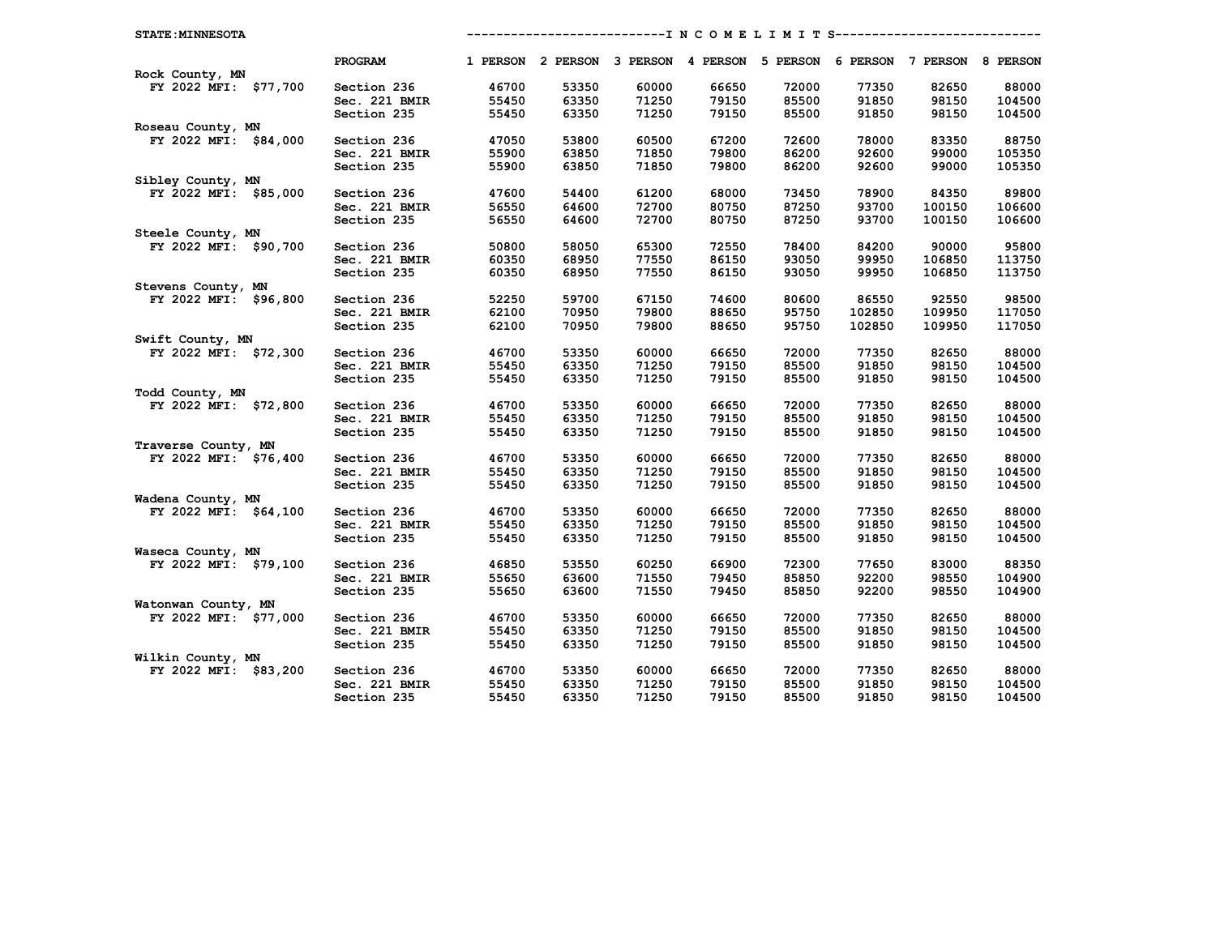STATE:MINNESOTA

| | PROGRAM | 1 PERSON | 2 PERSON | 3 PERSON | 4 PERSON | 5 PERSON | 6 PERSON | 7 PERSON | 8 PERSON |
|---|---|---|---|---|---|---|---|---|---|
| Rock County, MN | | | | | | | | | |
| FY 2022 MFI: $77,700 | Section 236 | 46700 | 53350 | 60000 | 66650 | 72000 | 77350 | 82650 | 88000 |
| | Sec. 221 BMIR | 55450 | 63350 | 71250 | 79150 | 85500 | 91850 | 98150 | 104500 |
| | Section 235 | 55450 | 63350 | 71250 | 79150 | 85500 | 91850 | 98150 | 104500 |
| Roseau County, MN | | | | | | | | | |
| FY 2022 MFI: $84,000 | Section 236 | 47050 | 53800 | 60500 | 67200 | 72600 | 78000 | 83350 | 88750 |
| | Sec. 221 BMIR | 55900 | 63850 | 71850 | 79800 | 86200 | 92600 | 99000 | 105350 |
| | Section 235 | 55900 | 63850 | 71850 | 79800 | 86200 | 92600 | 99000 | 105350 |
| Sibley County, MN | | | | | | | | | |
| FY 2022 MFI: $85,000 | Section 236 | 47600 | 54400 | 61200 | 68000 | 73450 | 78900 | 84350 | 89800 |
| | Sec. 221 BMIR | 56550 | 64600 | 72700 | 80750 | 87250 | 93700 | 100150 | 106600 |
| | Section 235 | 56550 | 64600 | 72700 | 80750 | 87250 | 93700 | 100150 | 106600 |
| Steele County, MN | | | | | | | | | |
| FY 2022 MFI: $90,700 | Section 236 | 50800 | 58050 | 65300 | 72550 | 78400 | 84200 | 90000 | 95800 |
| | Sec. 221 BMIR | 60350 | 68950 | 77550 | 86150 | 93050 | 99950 | 106850 | 113750 |
| | Section 235 | 60350 | 68950 | 77550 | 86150 | 93050 | 99950 | 106850 | 113750 |
| Stevens County, MN | | | | | | | | | |
| FY 2022 MFI: $96,800 | Section 236 | 52250 | 59700 | 67150 | 74600 | 80600 | 86550 | 92550 | 98500 |
| | Sec. 221 BMIR | 62100 | 70950 | 79800 | 88650 | 95750 | 102850 | 109950 | 117050 |
| | Section 235 | 62100 | 70950 | 79800 | 88650 | 95750 | 102850 | 109950 | 117050 |
| Swift County, MN | | | | | | | | | |
| FY 2022 MFI: $72,300 | Section 236 | 46700 | 53350 | 60000 | 66650 | 72000 | 77350 | 82650 | 88000 |
| | Sec. 221 BMIR | 55450 | 63350 | 71250 | 79150 | 85500 | 91850 | 98150 | 104500 |
| | Section 235 | 55450 | 63350 | 71250 | 79150 | 85500 | 91850 | 98150 | 104500 |
| Todd County, MN | | | | | | | | | |
| FY 2022 MFI: $72,800 | Section 236 | 46700 | 53350 | 60000 | 66650 | 72000 | 77350 | 82650 | 88000 |
| | Sec. 221 BMIR | 55450 | 63350 | 71250 | 79150 | 85500 | 91850 | 98150 | 104500 |
| | Section 235 | 55450 | 63350 | 71250 | 79150 | 85500 | 91850 | 98150 | 104500 |
| Traverse County, MN | | | | | | | | | |
| FY 2022 MFI: $76,400 | Section 236 | 46700 | 53350 | 60000 | 66650 | 72000 | 77350 | 82650 | 88000 |
| | Sec. 221 BMIR | 55450 | 63350 | 71250 | 79150 | 85500 | 91850 | 98150 | 104500 |
| | Section 235 | 55450 | 63350 | 71250 | 79150 | 85500 | 91850 | 98150 | 104500 |
| Wadena County, MN | | | | | | | | | |
| FY 2022 MFI: $64,100 | Section 236 | 46700 | 53350 | 60000 | 66650 | 72000 | 77350 | 82650 | 88000 |
| | Sec. 221 BMIR | 55450 | 63350 | 71250 | 79150 | 85500 | 91850 | 98150 | 104500 |
| | Section 235 | 55450 | 63350 | 71250 | 79150 | 85500 | 91850 | 98150 | 104500 |
| Waseca County, MN | | | | | | | | | |
| FY 2022 MFI: $79,100 | Section 236 | 46850 | 53550 | 60250 | 66900 | 72300 | 77650 | 83000 | 88350 |
| | Sec. 221 BMIR | 55650 | 63600 | 71550 | 79450 | 85850 | 92200 | 98550 | 104900 |
| | Section 235 | 55650 | 63600 | 71550 | 79450 | 85850 | 92200 | 98550 | 104900 |
| Watonwan County, MN | | | | | | | | | |
| FY 2022 MFI: $77,000 | Section 236 | 46700 | 53350 | 60000 | 66650 | 72000 | 77350 | 82650 | 88000 |
| | Sec. 221 BMIR | 55450 | 63350 | 71250 | 79150 | 85500 | 91850 | 98150 | 104500 |
| | Section 235 | 55450 | 63350 | 71250 | 79150 | 85500 | 91850 | 98150 | 104500 |
| Wilkin County, MN | | | | | | | | | |
| FY 2022 MFI: $83,200 | Section 236 | 46700 | 53350 | 60000 | 66650 | 72000 | 77350 | 82650 | 88000 |
| | Sec. 221 BMIR | 55450 | 63350 | 71250 | 79150 | 85500 | 91850 | 98150 | 104500 |
| | Section 235 | 55450 | 63350 | 71250 | 79150 | 85500 | 91850 | 98150 | 104500 |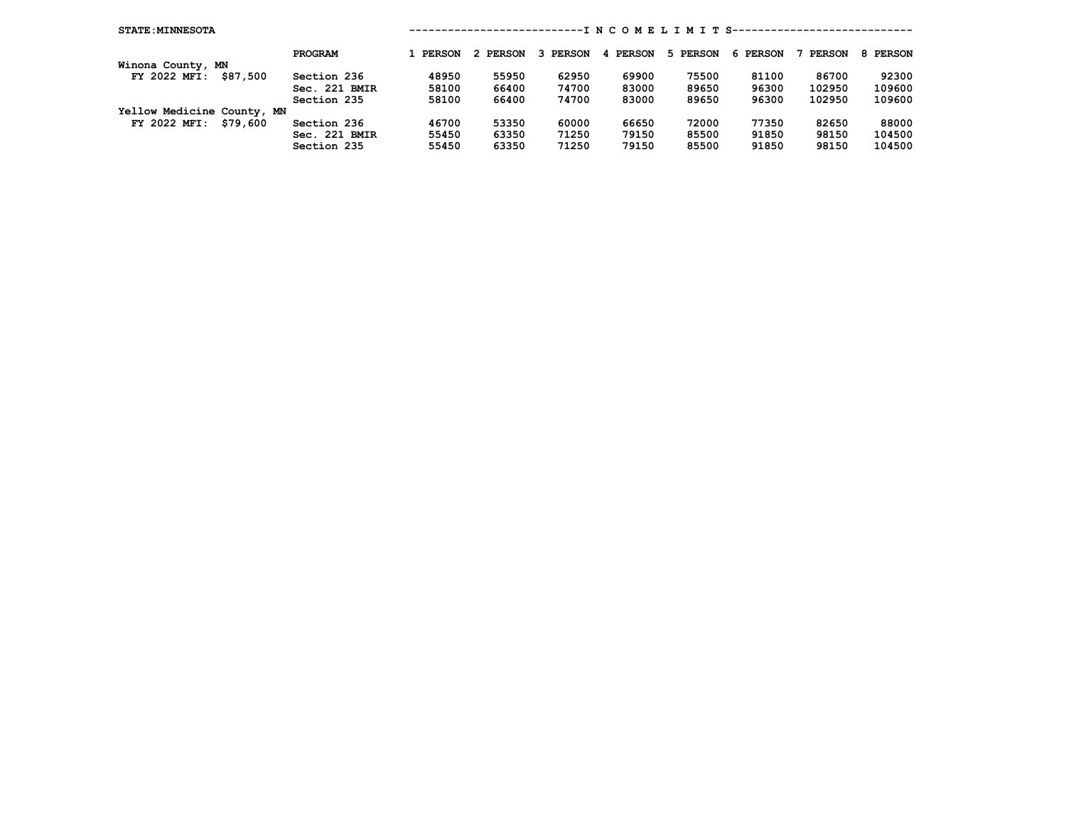STATE:MINNESOTA

INCOME LIMITS

| | PROGRAM | 1 PERSON | 2 PERSON | 3 PERSON | 4 PERSON | 5 PERSON | 6 PERSON | 7 PERSON | 8 PERSON |
|---|---|---|---|---|---|---|---|---|---|
| Winona County, MN | | | | | | | | | |
| FY 2022 MFI: $87,500 | Section 236 | 48950 | 55950 | 62950 | 69900 | 75500 | 81100 | 86700 | 92300 |
| | Sec. 221 BMIR | 58100 | 66400 | 74700 | 83000 | 89650 | 96300 | 102950 | 109600 |
| | Section 235 | 58100 | 66400 | 74700 | 83000 | 89650 | 96300 | 102950 | 109600 |
| Yellow Medicine County, MN | | | | | | | | | |
| FY 2022 MFI: $79,600 | Section 236 | 46700 | 53350 | 60000 | 66650 | 72000 | 77350 | 82650 | 88000 |
| | Sec. 221 BMIR | 55450 | 63350 | 71250 | 79150 | 85500 | 91850 | 98150 | 104500 |
| | Section 235 | 55450 | 63350 | 71250 | 79150 | 85500 | 91850 | 98150 | 104500 |